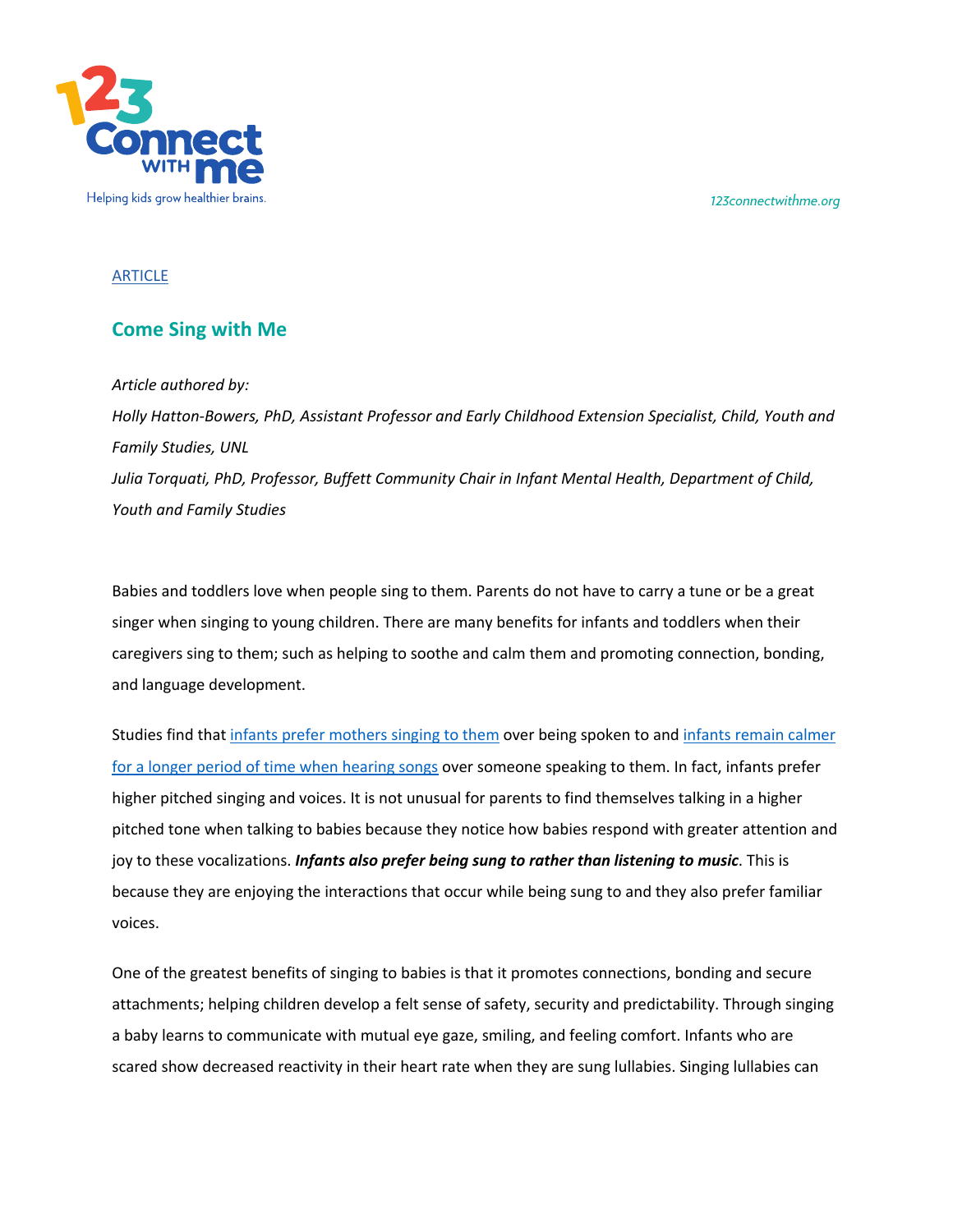ARTICLE

## Come Sing with Me

*Article authored by:*

*Holly Hatton-Bowers, PhD, Assistant Professor and Early Childhood Extension Specialist, Child, Youth and Family Studies, UNL*

*Julia Torquati, PhD, Professor, Buffett Community Chair in Infant Mental Health, Department of Child, Youth and Family Studies*

Babies and toddlers love when people sing to them. Parents do not have to carry a tune or be a great singer when singing to young children. There are many benefits for infants and toddlers when their caregivers sing to them; such as helping to soothe and calm them and promoting connection, bonding, and language development.

Studies find that infants prefer mothers singing to them over being spoken to and infants remain calmer for a longer period of time when hearing songs over someone speaking to them. In fact, infants prefer higher pitched singing and voices. It is not unusual for parents to find themselves talking in a higher pitched tone when talking to babies because they notice how babies respond with greater attention and joy to these vocalizations. ***Infants also prefer being sung to rather than listening to music***. This is because they are enjoying the interactions that occur while being sung to and they also prefer familiar voices.

One of the greatest benefits of singing to babies is that it promotes connections, bonding and secure attachments; helping children develop a felt sense of safety, security and predictability. Through singing a baby learns to communicate with mutual eye gaze, smiling, and feeling comfort. Infants who are scared show decreased reactivity in their heart rate when they are sung lullabies. Singing lullabies can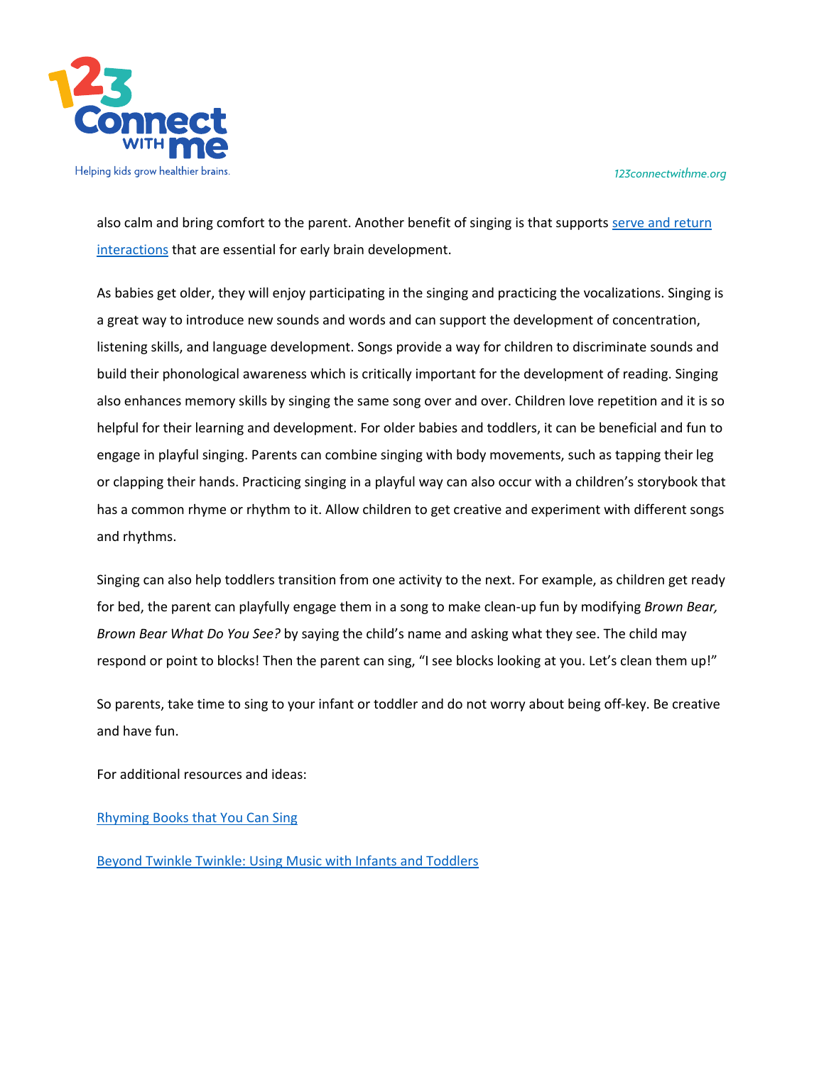also calm and bring comfort to the parent. Another benefit of singing is that supports serve and return interactions that are essential for early brain development.

As babies get older, they will enjoy participating in the singing and practicing the vocalizations. Singing is a great way to introduce new sounds and words and can support the development of concentration, listening skills, and language development. Songs provide a way for children to discriminate sounds and build their phonological awareness which is critically important for the development of reading. Singing also enhances memory skills by singing the same song over and over. Children love repetition and it is so helpful for their learning and development. For older babies and toddlers, it can be beneficial and fun to engage in playful singing. Parents can combine singing with body movements, such as tapping their leg or clapping their hands. Practicing singing in a playful way can also occur with a children's storybook that has a common rhyme or rhythm to it. Allow children to get creative and experiment with different songs and rhythms.

Singing can also help toddlers transition from one activity to the next. For example, as children get ready for bed, the parent can playfully engage them in a song to make clean-up fun by modifying *Brown Bear, Brown Bear What Do You See?* by saying the child's name and asking what they see. The child may respond or point to blocks! Then the parent can sing, "I see blocks looking at you. Let's clean them up!"

So parents, take time to sing to your infant or toddler and do not worry about being off-key. Be creative and have fun.

For additional resources and ideas:

Rhyming Books that You Can Sing

Beyond Twinkle Twinkle: Using Music with Infants and Toddlers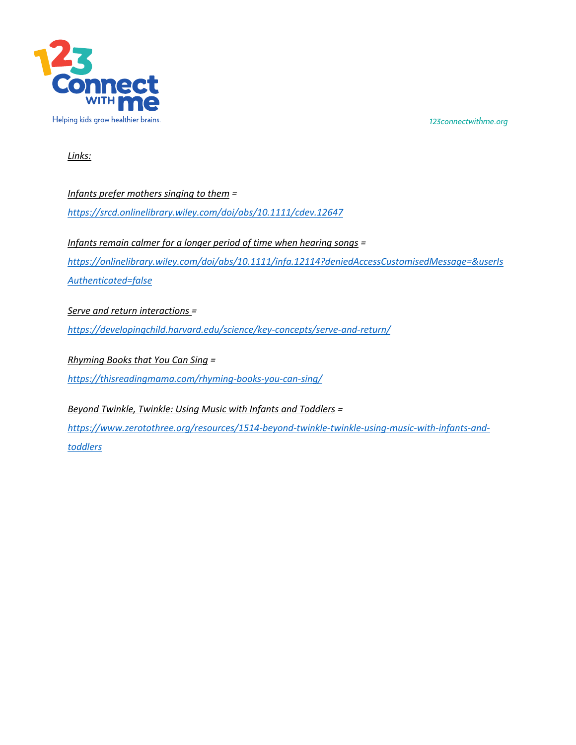*Links:*

*Infants prefer mothers singing to them =*
*https://srcd.onlinelibrary.wiley.com/doi/abs/10.1111/cdev.12647*

*Infants remain calmer for a longer period of time when hearing songs =*
*https://onlinelibrary.wiley.com/doi/abs/10.1111/infa.12114?deniedAccessCustomisedMessage=&userIsAuthenticated=false*

*Serve and return interactions =*
*https://developingchild.harvard.edu/science/key-concepts/serve-and-return/*

*Rhyming Books that You Can Sing =*
*https://thisreadingmama.com/rhyming-books-you-can-sing/*

*Beyond Twinkle, Twinkle: Using Music with Infants and Toddlers =*
*https://www.zerotothree.org/resources/1514-beyond-twinkle-twinkle-using-music-with-infants-and-toddlers*